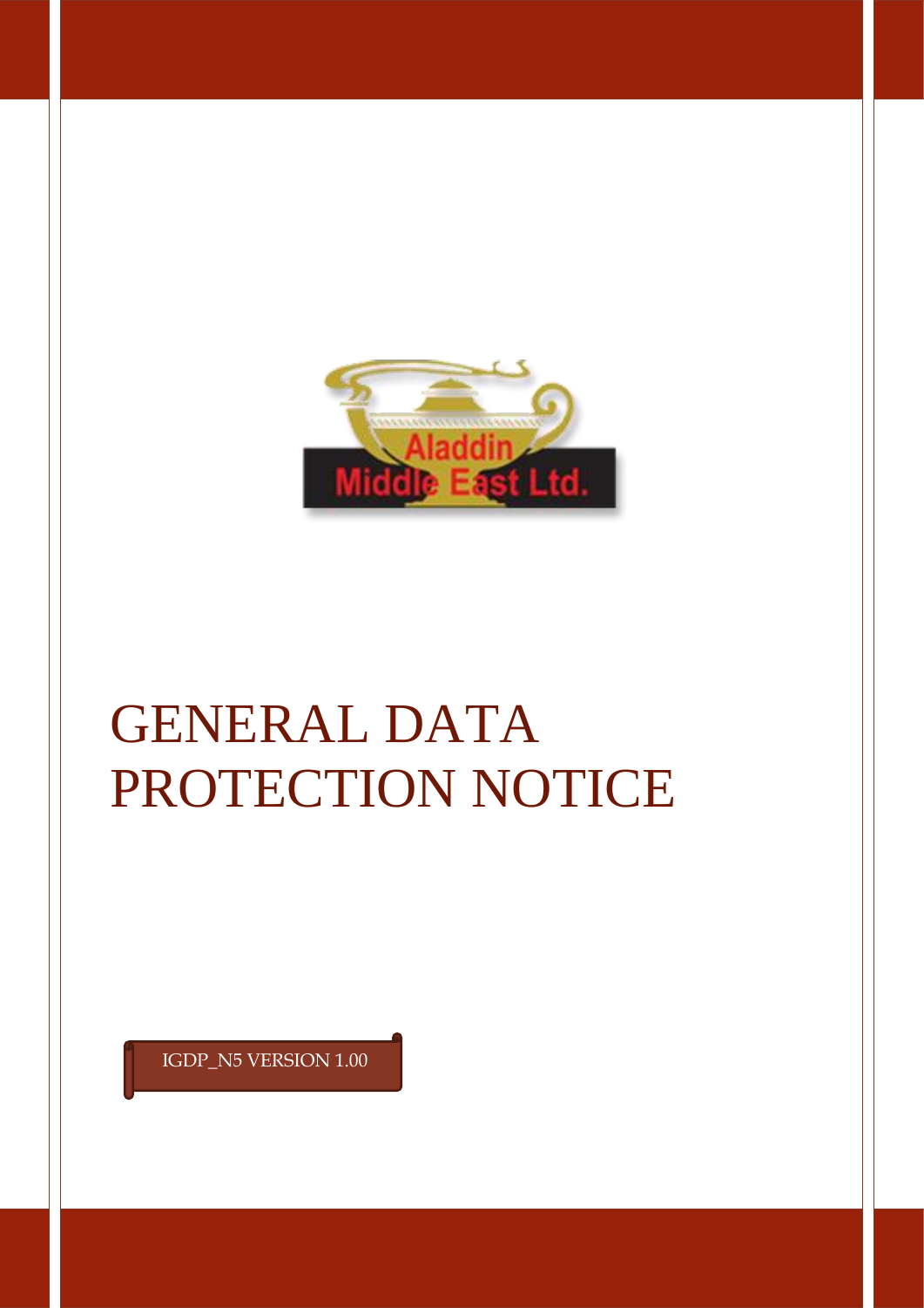Aladdin Middle East Ltd.

# GENERAL DATA PROTECTION NOTICE

IGDP_N5 VERSION 1.00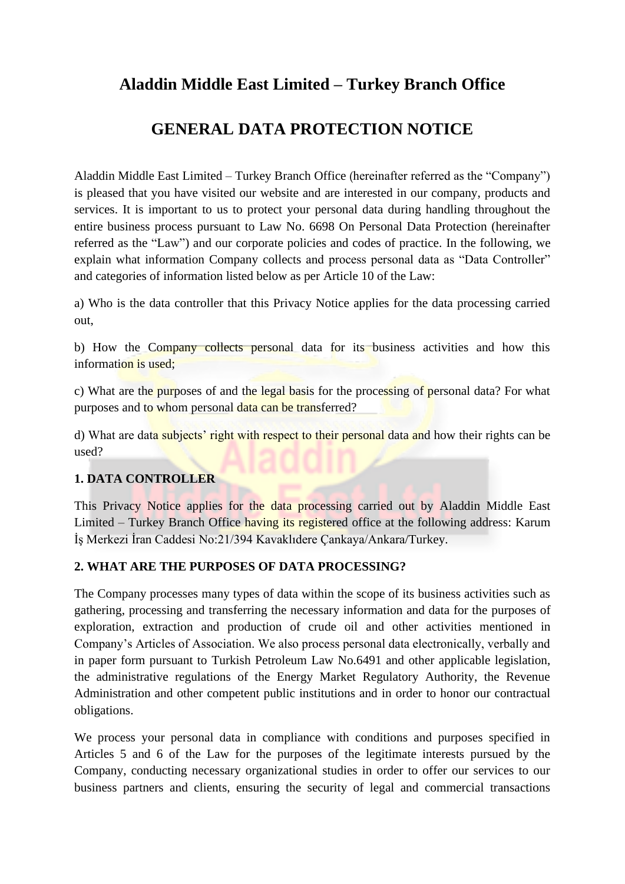# Aladdin Middle East Limited – Turkey Branch Office

# GENERAL DATA PROTECTION NOTICE

Aladdin Middle East Limited – Turkey Branch Office (hereinafter referred as the "Company") is pleased that you have visited our website and are interested in our company, products and services. It is important to us to protect your personal data during handling throughout the entire business process pursuant to Law No. 6698 On Personal Data Protection (hereinafter referred as the "Law") and our corporate policies and codes of practice. In the following, we explain what information Company collects and process personal data as "Data Controller" and categories of information listed below as per Article 10 of the Law:

a) Who is the data controller that this Privacy Notice applies for the data processing carried out,

b) How the Company collects personal data for its business activities and how this information is used;

c) What are the purposes of and the legal basis for the processing of personal data? For what purposes and to whom personal data can be transferred?

d) What are data subjects' right with respect to their personal data and how their rights can be used?

**1. DATA CONTROLLER**

This Privacy Notice applies for the data processing carried out by Aladdin Middle East Limited – Turkey Branch Office having its registered office at the following address: Karum İş Merkezi İran Caddesi No:21/394 Kavaklıdere Çankaya/Ankara/Turkey.

**2. WHAT ARE THE PURPOSES OF DATA PROCESSING?**

The Company processes many types of data within the scope of its business activities such as gathering, processing and transferring the necessary information and data for the purposes of exploration, extraction and production of crude oil and other activities mentioned in Company's Articles of Association. We also process personal data electronically, verbally and in paper form pursuant to Turkish Petroleum Law No.6491 and other applicable legislation, the administrative regulations of the Energy Market Regulatory Authority, the Revenue Administration and other competent public institutions and in order to honor our contractual obligations.

We process your personal data in compliance with conditions and purposes specified in Articles 5 and 6 of the Law for the purposes of the legitimate interests pursued by the Company, conducting necessary organizational studies in order to offer our services to our business partners and clients, ensuring the security of legal and commercial transactions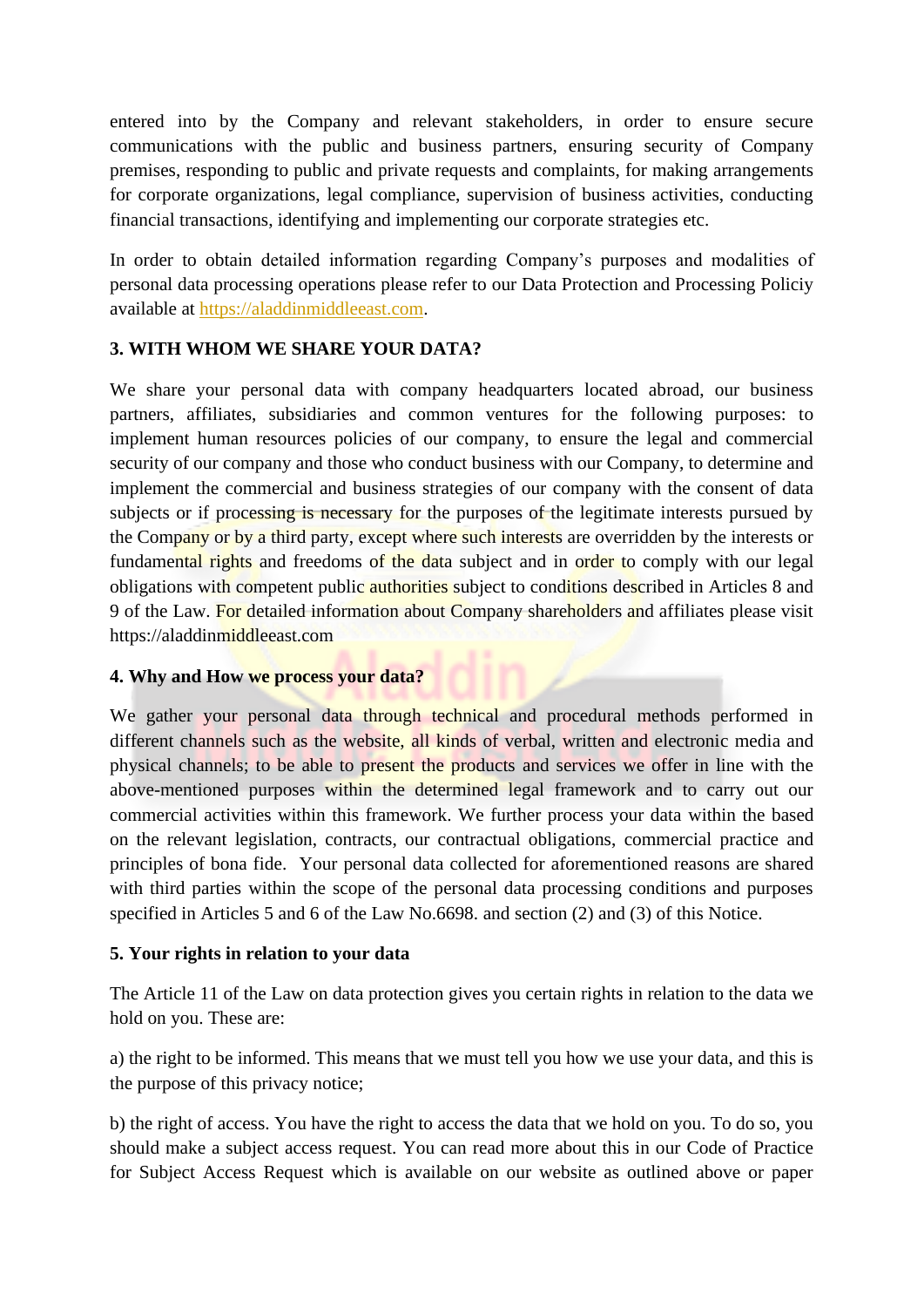entered into by the Company and relevant stakeholders, in order to ensure secure communications with the public and business partners, ensuring security of Company premises, responding to public and private requests and complaints, for making arrangements for corporate organizations, legal compliance, supervision of business activities, conducting financial transactions, identifying and implementing our corporate strategies etc.

In order to obtain detailed information regarding Company's purposes and modalities of personal data processing operations please refer to our Data Protection and Processing Policiy available at [https://aladdinmiddleeast.com](https://aladdinmiddleeast.com).

**3. WITH WHOM WE SHARE YOUR DATA?**

We share your personal data with company headquarters located abroad, our business partners, affiliates, subsidiaries and common ventures for the following purposes: to implement human resources policies of our company, to ensure the legal and commercial security of our company and those who conduct business with our Company, to determine and implement the commercial and business strategies of our company with the consent of data subjects or if processing is necessary for the purposes of the legitimate interests pursued by the Company or by a third party, except where such interests are overridden by the interests or fundamental rights and freedoms of the data subject and in order to comply with our legal obligations with competent public authorities subject to conditions described in Articles 8 and 9 of the Law. For detailed information about Company shareholders and affiliates please visit https://aladdinmiddleeast.com

**4. Why and How we process your data?**

We gather your personal data through technical and procedural methods performed in different channels such as the website, all kinds of verbal, written and electronic media and physical channels; to be able to present the products and services we offer in line with the above-mentioned purposes within the determined legal framework and to carry out our commercial activities within this framework. We further process your data within the based on the relevant legislation, contracts, our contractual obligations, commercial practice and principles of bona fide. Your personal data collected for aforementioned reasons are shared with third parties within the scope of the personal data processing conditions and purposes specified in Articles 5 and 6 of the Law No.6698. and section (2) and (3) of this Notice.

**5. Your rights in relation to your data**

The Article 11 of the Law on data protection gives you certain rights in relation to the data we hold on you. These are:

a) the right to be informed. This means that we must tell you how we use your data, and this is the purpose of this privacy notice;

b) the right of access. You have the right to access the data that we hold on you. To do so, you should make a subject access request. You can read more about this in our Code of Practice for Subject Access Request which is available on our website as outlined above or paper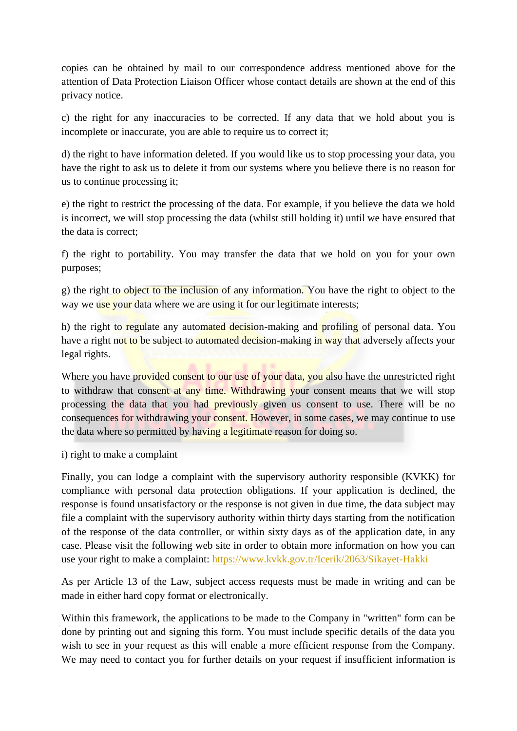copies can be obtained by mail to our correspondence address mentioned above for the attention of Data Protection Liaison Officer whose contact details are shown at the end of this privacy notice.

c) the right for any inaccuracies to be corrected. If any data that we hold about you is incomplete or inaccurate, you are able to require us to correct it;

d) the right to have information deleted. If you would like us to stop processing your data, you have the right to ask us to delete it from our systems where you believe there is no reason for us to continue processing it;

e) the right to restrict the processing of the data. For example, if you believe the data we hold is incorrect, we will stop processing the data (whilst still holding it) until we have ensured that the data is correct;

f) the right to portability. You may transfer the data that we hold on you for your own purposes;

g) the right to object to the inclusion of any information. You have the right to object to the way we use your data where we are using it for our legitimate interests;

h) the right to regulate any automated decision-making and profiling of personal data. You have a right not to be subject to automated decision-making in way that adversely affects your legal rights.

Where you have provided consent to our use of your data, you also have the unrestricted right to withdraw that consent at any time. Withdrawing your consent means that we will stop processing the data that you had previously given us consent to use. There will be no consequences for withdrawing your consent. However, in some cases, we may continue to use the data where so permitted by having a legitimate reason for doing so.

i) right to make a complaint

Finally, you can lodge a complaint with the supervisory authority responsible (KVKK) for compliance with personal data protection obligations. If your application is declined, the response is found unsatisfactory or the response is not given in due time, the data subject may file a complaint with the supervisory authority within thirty days starting from the notification of the response of the data controller, or within sixty days as of the application date, in any case. Please visit the following web site in order to obtain more information on how you can use your right to make a complaint: https://www.kvkk.gov.tr/Icerik/2063/Sikayet-Hakki

As per Article 13 of the Law, subject access requests must be made in writing and can be made in either hard copy format or electronically.

Within this framework, the applications to be made to the Company in "written" form can be done by printing out and signing this form. You must include specific details of the data you wish to see in your request as this will enable a more efficient response from the Company. We may need to contact you for further details on your request if insufficient information is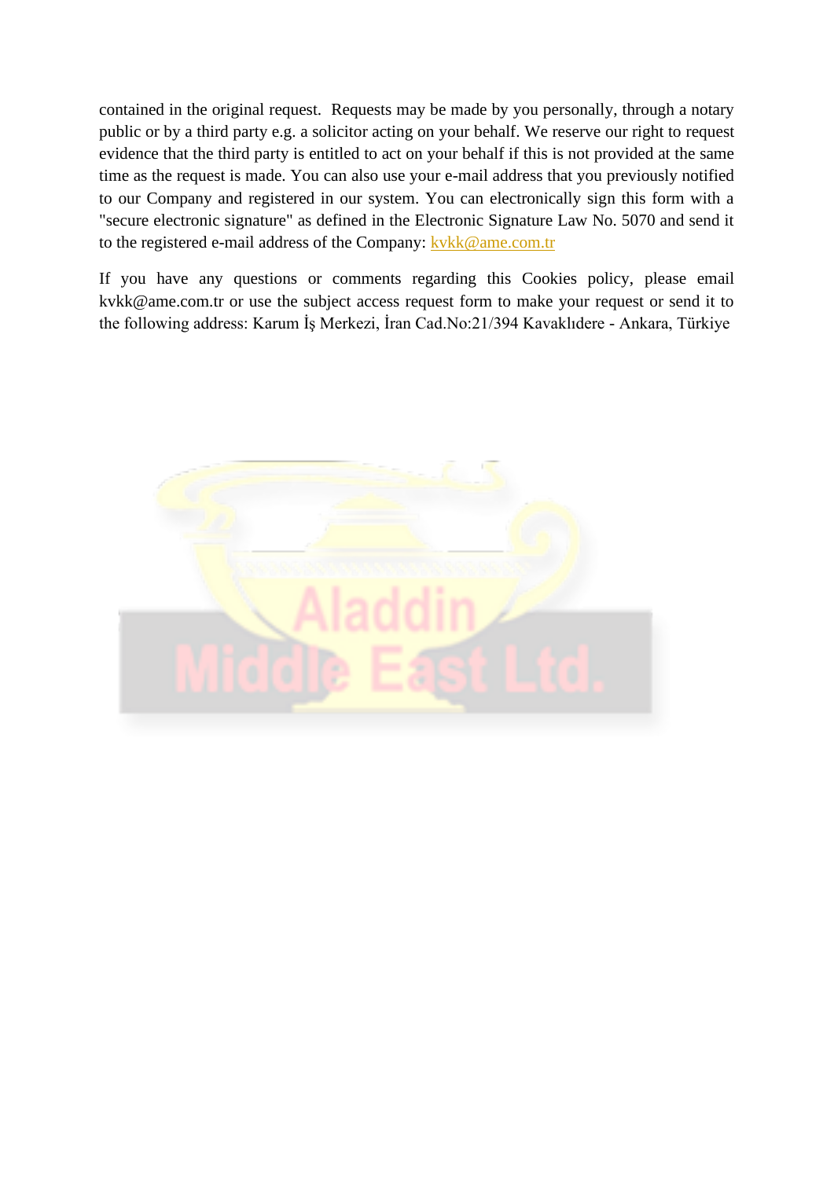contained in the original request. Requests may be made by you personally, through a notary public or by a third party e.g. a solicitor acting on your behalf. We reserve our right to request evidence that the third party is entitled to act on your behalf if this is not provided at the same time as the request is made. You can also use your e-mail address that you previously notified to our Company and registered in our system. You can electronically sign this form with a "secure electronic signature" as defined in the Electronic Signature Law No. 5070 and send it to the registered e-mail address of the Company: kvkk@ame.com.tr

If you have any questions or comments regarding this Cookies policy, please email kvkk@ame.com.tr or use the subject access request form to make your request or send it to the following address: Karum İş Merkezi, İran Cad.No:21/394 Kavaklıdere - Ankara, Türkiye